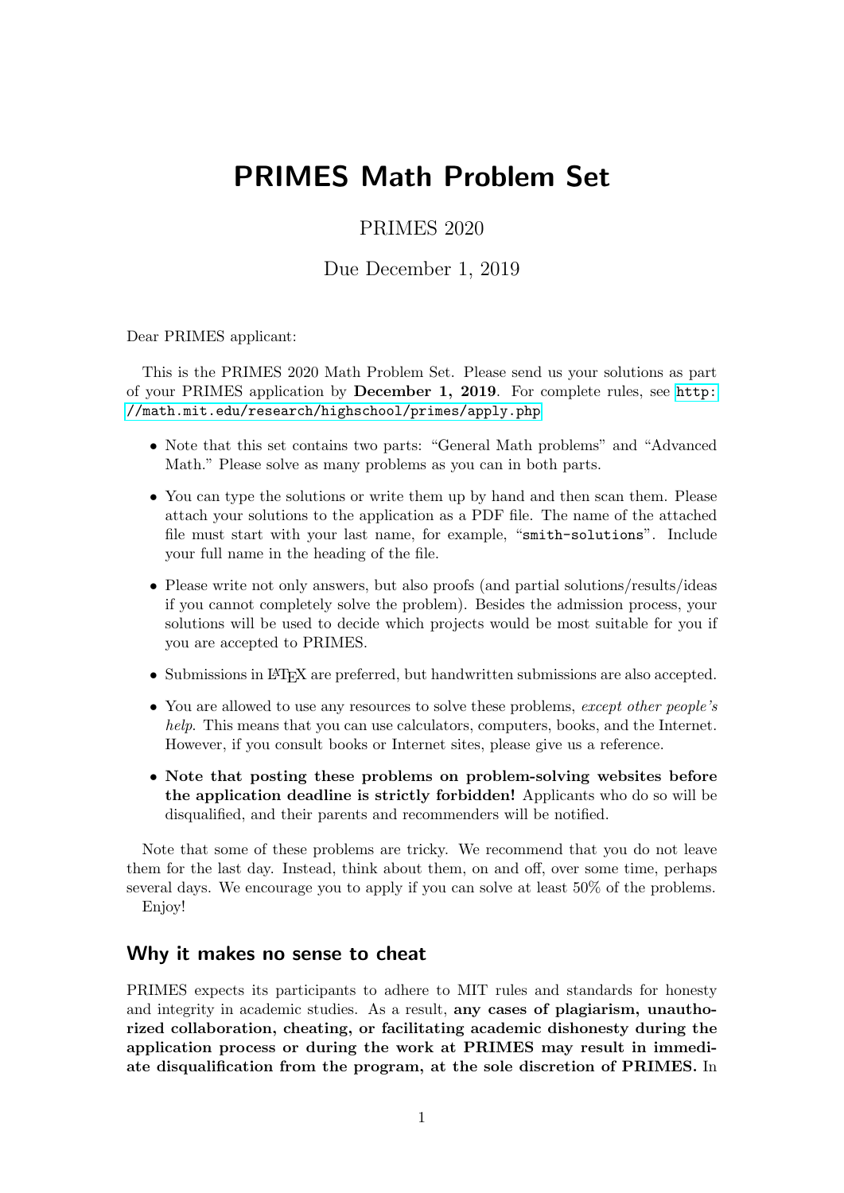# PRIMES Math Problem Set

PRIMES 2020

Due December 1, 2019

Dear PRIMES applicant:

This is the PRIMES 2020 Math Problem Set. Please send us your solutions as part of your PRIMES application by **December 1, 2019**. For complete rules, see http://math.mit.edu/research/highschool/primes/apply.php

- Note that this set contains two parts: "General Math problems" and "Advanced Math." Please solve as many problems as you can in both parts.
- You can type the solutions or write them up by hand and then scan them. Please attach your solutions to the application as a PDF file. The name of the attached file must start with your last name, for example, "smith-solutions". Include your full name in the heading of the file.
- Please write not only answers, but also proofs (and partial solutions/results/ideas if you cannot completely solve the problem). Besides the admission process, your solutions will be used to decide which projects would be most suitable for you if you are accepted to PRIMES.
- Submissions in LaTeX are preferred, but handwritten submissions are also accepted.
- You are allowed to use any resources to solve these problems, *except other people's help*. This means that you can use calculators, computers, books, and the Internet. However, if you consult books or Internet sites, please give us a reference.
- **Note that posting these problems on problem-solving websites before the application deadline is strictly forbidden!** Applicants who do so will be disqualified, and their parents and recommenders will be notified.

Note that some of these problems are tricky. We recommend that you do not leave them for the last day. Instead, think about them, on and off, over some time, perhaps several days. We encourage you to apply if you can solve at least 50% of the problems.

Enjoy!

## Why it makes no sense to cheat

PRIMES expects its participants to adhere to MIT rules and standards for honesty and integrity in academic studies. As a result, **any cases of plagiarism, unauthorized collaboration, cheating, or facilitating academic dishonesty during the application process or during the work at PRIMES may result in immediate disqualification from the program, at the sole discretion of PRIMES.** In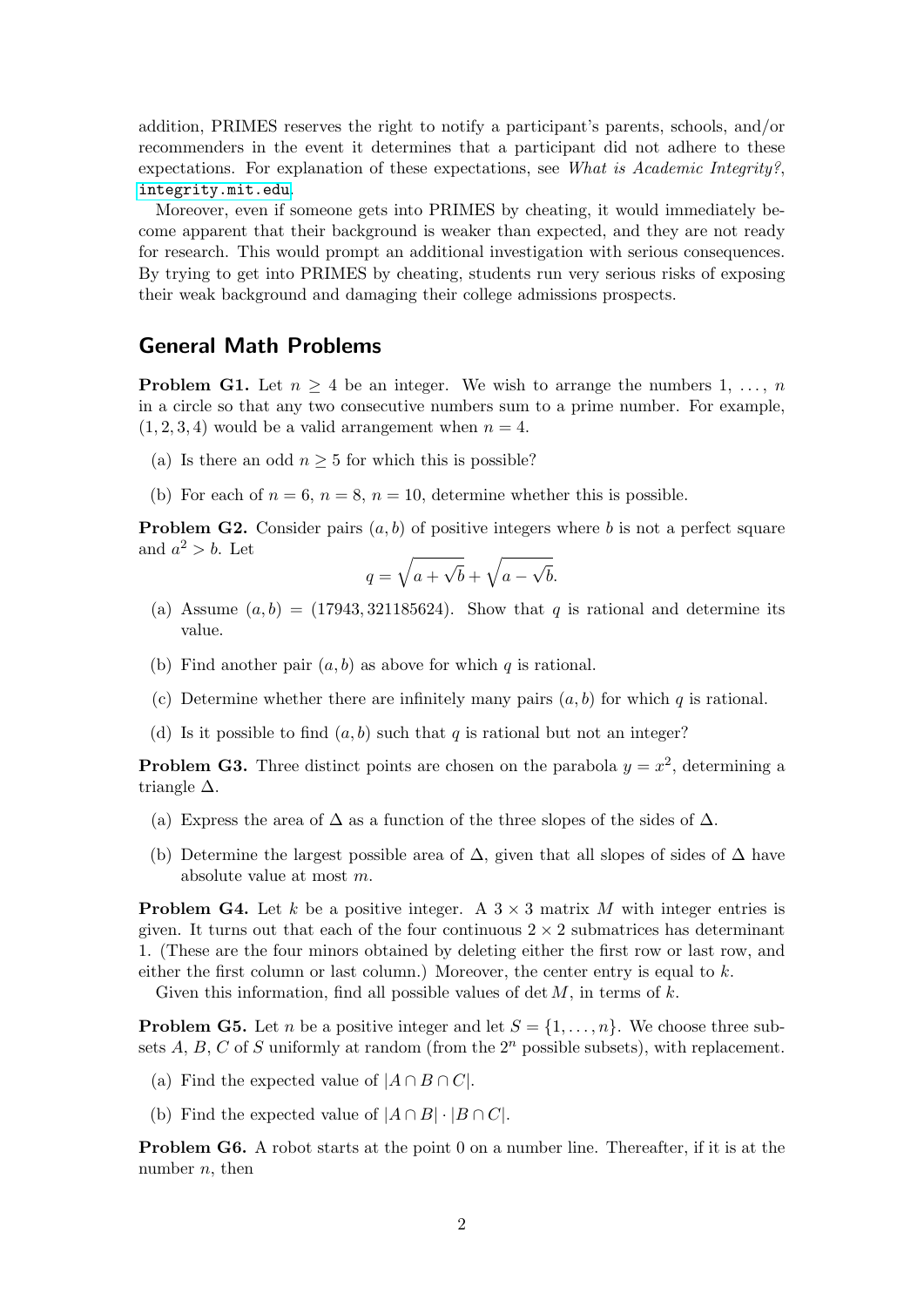addition, PRIMES reserves the right to notify a participant's parents, schools, and/or recommenders in the event it determines that a participant did not adhere to these expectations. For explanation of these expectations, see *What is Academic Integrity?*, `integrity.mit.edu`.

Moreover, even if someone gets into PRIMES by cheating, it would immediately become apparent that their background is weaker than expected, and they are not ready for research. This would prompt an additional investigation with serious consequences. By trying to get into PRIMES by cheating, students run very serious risks of exposing their weak background and damaging their college admissions prospects.

## General Math Problems

**Problem G1.** Let $n \geq 4$ be an integer. We wish to arrange the numbers $1, \ldots, n$ in a circle so that any two consecutive numbers sum to a prime number. For example, $(1, 2, 3, 4)$ would be a valid arrangement when $n = 4$.

(a) Is there an odd $n \geq 5$ for which this is possible?

(b) For each of $n = 6$, $n = 8$, $n = 10$, determine whether this is possible.

**Problem G2.** Consider pairs $(a, b)$ of positive integers where $b$ is not a perfect square and $a^2 > b$. Let

$$q = \sqrt{a + \sqrt{b}} + \sqrt{a - \sqrt{b}}.$$

(a) Assume $(a, b) = (17943, 321185624)$. Show that $q$ is rational and determine its value.

(b) Find another pair $(a, b)$ as above for which $q$ is rational.

(c) Determine whether there are infinitely many pairs $(a, b)$ for which $q$ is rational.

(d) Is it possible to find $(a, b)$ such that $q$ is rational but not an integer?

**Problem G3.** Three distinct points are chosen on the parabola $y = x^2$, determining a triangle $\Delta$.

(a) Express the area of $\Delta$ as a function of the three slopes of the sides of $\Delta$.

(b) Determine the largest possible area of $\Delta$, given that all slopes of sides of $\Delta$ have absolute value at most $m$.

**Problem G4.** Let $k$ be a positive integer. A $3 \times 3$ matrix $M$ with integer entries is given. It turns out that each of the four continuous $2 \times 2$ submatrices has determinant 1. (These are the four minors obtained by deleting either the first row or last row, and either the first column or last column.) Moreover, the center entry is equal to $k$.

Given this information, find all possible values of $\det M$, in terms of $k$.

**Problem G5.** Let $n$ be a positive integer and let $S = \{1, \ldots, n\}$. We choose three subsets $A$, $B$, $C$ of $S$ uniformly at random (from the $2^n$ possible subsets), with replacement.

(a) Find the expected value of $|A \cap B \cap C|$.

(b) Find the expected value of $|A \cap B| \cdot |B \cap C|$.

**Problem G6.** A robot starts at the point 0 on a number line. Thereafter, if it is at the number $n$, then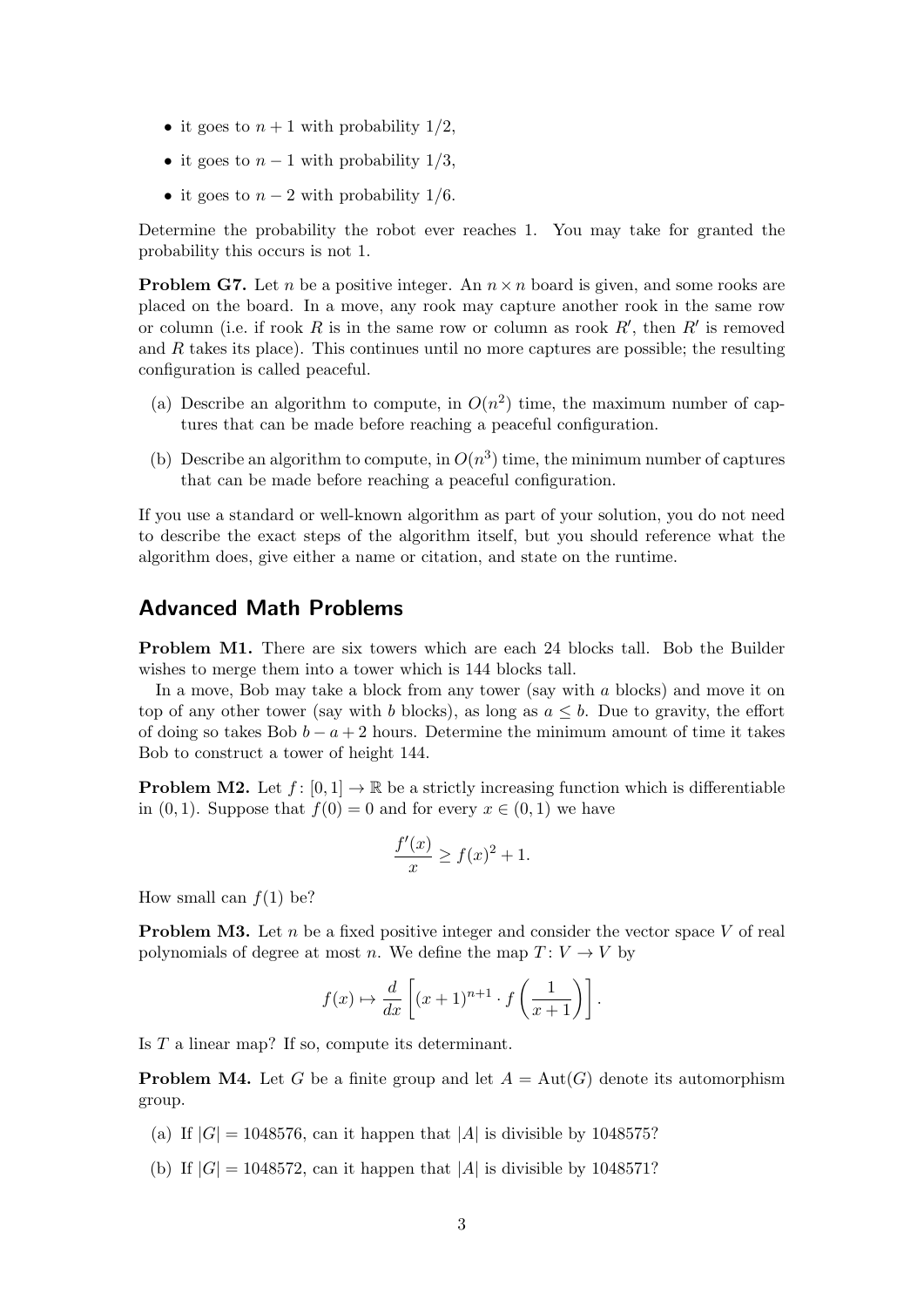- it goes to $n+1$ with probability $1/2$,
- it goes to $n-1$ with probability $1/3$,
- it goes to $n-2$ with probability $1/6$.

Determine the probability the robot ever reaches 1. You may take for granted the probability this occurs is not 1.

**Problem G7.** Let $n$ be a positive integer. An $n \times n$ board is given, and some rooks are placed on the board. In a move, any rook may capture another rook in the same row or column (i.e. if rook $R$ is in the same row or column as rook $R'$, then $R'$ is removed and $R$ takes its place). This continues until no more captures are possible; the resulting configuration is called peaceful.

(a) Describe an algorithm to compute, in $O(n^2)$ time, the maximum number of captures that can be made before reaching a peaceful configuration.

(b) Describe an algorithm to compute, in $O(n^3)$ time, the minimum number of captures that can be made before reaching a peaceful configuration.

If you use a standard or well-known algorithm as part of your solution, you do not need to describe the exact steps of the algorithm itself, but you should reference what the algorithm does, give either a name or citation, and state on the runtime.

## Advanced Math Problems

**Problem M1.** There are six towers which are each 24 blocks tall. Bob the Builder wishes to merge them into a tower which is 144 blocks tall.

In a move, Bob may take a block from any tower (say with $a$ blocks) and move it on top of any other tower (say with $b$ blocks), as long as $a \le b$. Due to gravity, the effort of doing so takes Bob $b - a + 2$ hours. Determine the minimum amount of time it takes Bob to construct a tower of height 144.

**Problem M2.** Let $f \colon [0,1] \to \mathbb{R}$ be a strictly increasing function which is differentiable in $(0,1)$. Suppose that $f(0) = 0$ and for every $x \in (0,1)$ we have

$$\frac{f'(x)}{x} \ge f(x)^2 + 1.$$

How small can $f(1)$ be?

**Problem M3.** Let $n$ be a fixed positive integer and consider the vector space $V$ of real polynomials of degree at most $n$. We define the map $T \colon V \to V$ by

$$f(x) \mapsto \frac{d}{dx}\left[(x+1)^{n+1} \cdot f\left(\frac{1}{x+1}\right)\right].$$

Is $T$ a linear map? If so, compute its determinant.

**Problem M4.** Let $G$ be a finite group and let $A = \operatorname{Aut}(G)$ denote its automorphism group.

(a) If $|G| = 1048576$, can it happen that $|A|$ is divisible by 1048575?

(b) If $|G| = 1048572$, can it happen that $|A|$ is divisible by 1048571?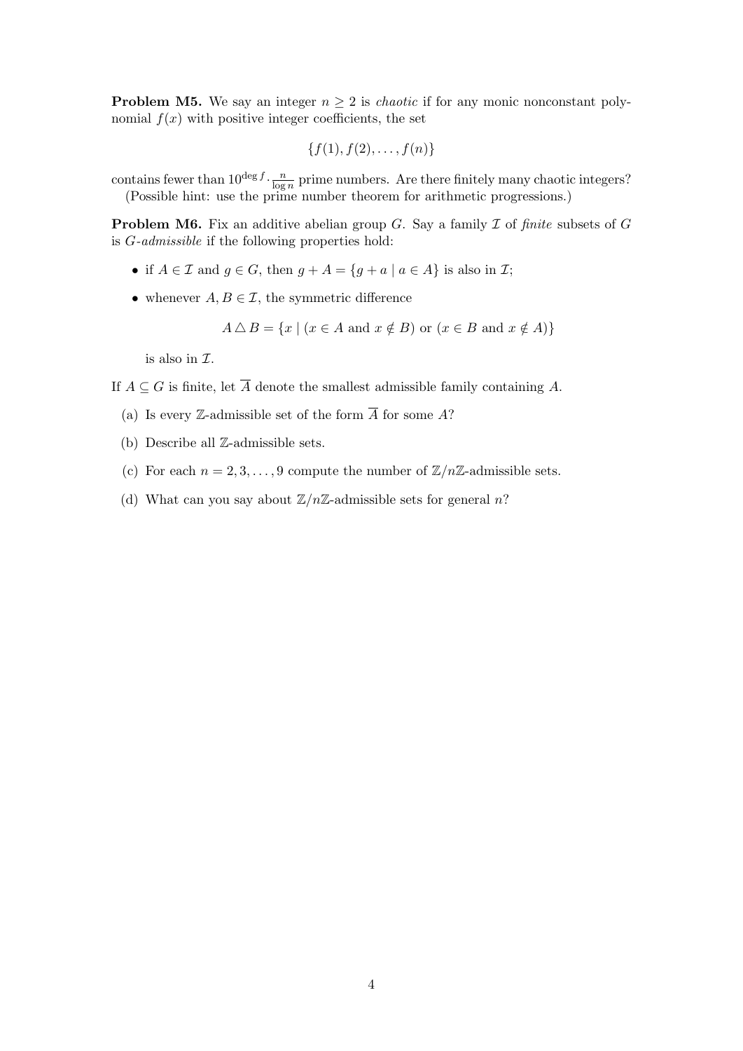**Problem M5.** We say an integer $n \geq 2$ is *chaotic* if for any monic nonconstant polynomial $f(x)$ with positive integer coefficients, the set

$$\{f(1), f(2), \ldots, f(n)\}$$

contains fewer than $10^{\deg f} \cdot \frac{n}{\log n}$ prime numbers. Are there finitely many chaotic integers?

(Possible hint: use the prime number theorem for arithmetic progressions.)

**Problem M6.** Fix an additive abelian group $G$. Say a family $\mathcal{I}$ of *finite* subsets of $G$ is *$G$-admissible* if the following properties hold:

- if $A \in \mathcal{I}$ and $g \in G$, then $g + A = \{g + a \mid a \in A\}$ is also in $\mathcal{I}$;
- whenever $A, B \in \mathcal{I}$, the symmetric difference

  $$A \triangle B = \{x \mid (x \in A \text{ and } x \notin B) \text{ or } (x \in B \text{ and } x \notin A)\}$$

  is also in $\mathcal{I}$.

If $A \subseteq G$ is finite, let $\overline{A}$ denote the smallest admissible family containing $A$.

(a) Is every $\mathbb{Z}$-admissible set of the form $\overline{A}$ for some $A$?

(b) Describe all $\mathbb{Z}$-admissible sets.

(c) For each $n = 2, 3, \ldots, 9$ compute the number of $\mathbb{Z}/n\mathbb{Z}$-admissible sets.

(d) What can you say about $\mathbb{Z}/n\mathbb{Z}$-admissible sets for general $n$?